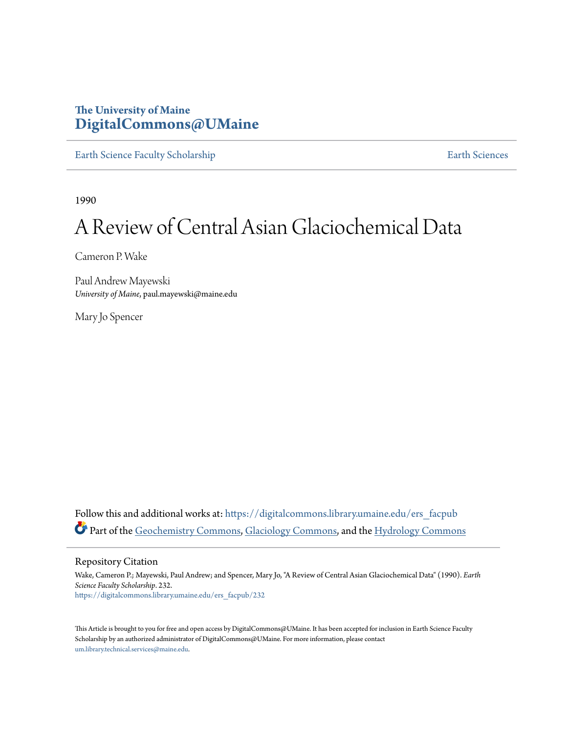The University of Maine
**DigitalCommons@UMaine**

Earth Science Faculty Scholarship | Earth Sciences

1990

# A Review of Central Asian Glaciochemical Data

Cameron P. Wake

Paul Andrew Mayewski
*University of Maine*, paul.mayewski@maine.edu

Mary Jo Spencer

Follow this and additional works at: https://digitalcommons.library.umaine.edu/ers_facpub

Part of the Geochemistry Commons, Glaciology Commons, and the Hydrology Commons

## Repository Citation

Wake, Cameron P.; Mayewski, Paul Andrew; and Spencer, Mary Jo, "A Review of Central Asian Glaciochemical Data" (1990). *Earth Science Faculty Scholarship*. 232.
https://digitalcommons.library.umaine.edu/ers_facpub/232

This Article is brought to you for free and open access by DigitalCommons@UMaine. It has been accepted for inclusion in Earth Science Faculty Scholarship by an authorized administrator of DigitalCommons@UMaine. For more information, please contact um.library.technical.services@maine.edu.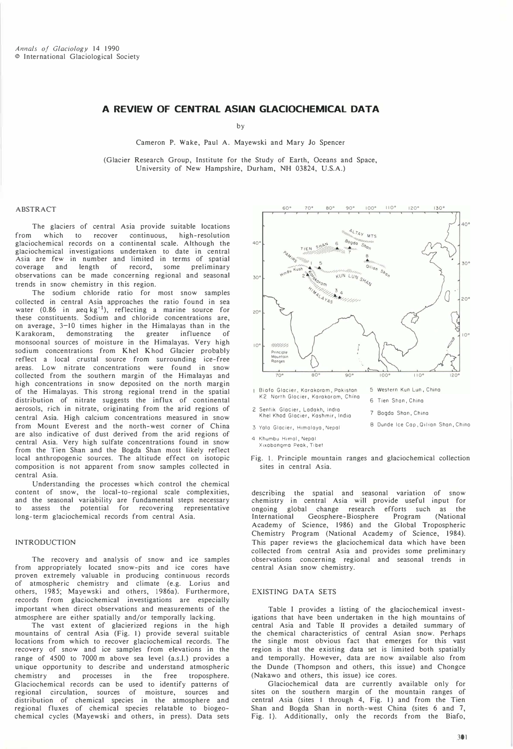*Annals of Glaciology* 14 1990
© International Glaciological Society

# A REVIEW OF CENTRAL ASIAN GLACIOCHEMICAL DATA

by

Cameron P. Wake, Paul A. Mayewski and Mary Jo Spencer

(Glacier Research Group, Institute for the Study of Earth, Oceans and Space, University of New Hampshire, Durham, NH 03824, U.S.A.)

## ABSTRACT

The glaciers of central Asia provide suitable locations from which to recover continuous, high-resolution glaciochemical records on a continental scale. Although the glaciochemical investigations undertaken to date in central Asia are few in number and limited in terms of spatial coverage and length of record, some preliminary observations can be made concerning regional and seasonal trends in snow chemistry in this region.

The sodium chloride ratio for most snow samples collected in central Asia approaches the ratio found in sea water (0.86 in $\mu$eq kg$^{-1}$), reflecting a marine source for these constituents. Sodium and chloride concentrations are, on average, 3–10 times higher in the Himalayas than in the Karakoram, demonstrating the greater influence of monsoonal sources of moisture in the Himalayas. Very high sodium concentrations from Khel Khod Glacier probably reflect a local crustal source from surrounding ice-free areas. Low nitrate concentrations were found in snow collected from the southern margin of the Himalayas and high concentrations in snow deposited on the north margin of the Himalayas. This strong regional trend in the spatial distribution of nitrate suggests the influx of continental aerosols, rich in nitrate, originating from the arid regions of central Asia. High calcium concentrations measured in snow from Mount Everest and the north-west corner of China are also indicative of dust derived from the arid regions of central Asia. Very high sulfate concentrations found in snow from the Tien Shan and the Bogda Shan most likely reflect local anthropogenic sources. The altitude effect on isotopic composition is not apparent from snow samples collected in central Asia.

Understanding the processes which control the chemical content of snow, the local-to-regional scale complexities, and the seasonal variability are fundamental steps necessary to assess the potential for recovering representative long-term glaciochemical records from central Asia.

## INTRODUCTION

The recovery and analysis of snow and ice samples from appropriately located snow-pits and ice cores have proven extremely valuable in producing continuous records of atmospheric chemistry and climate (e.g. Lorius and others, 1985; Mayewski and others, 1986a). Furthermore, records from glaciochemical investigations are especially important when direct observations and measurements of the atmosphere are either spatially and/or temporally lacking.

The vast extent of glacierized regions in the high mountains of central Asia (Fig. 1) provide several suitable locations from which to recover glaciochemical records. The recovery of snow and ice samples from elevations in the range of 4500 to 7000 m above sea level (a.s.l.) provides a unique opportunity to describe and understand atmospheric chemistry and processes in the free troposphere. Glaciochemical records can be used to identify patterns of regional circulation, sources of moisture, sources and distribution of chemical species in the atmosphere and regional fluxes of chemical species relatable to biogeochemical cycles (Mayewski and others, in press). Data sets describing the spatial and seasonal variation of snow chemistry in central Asia will provide useful input for ongoing global change research efforts such as the International Geosphere-Biosphere Program (National Academy of Science, 1986) and the Global Tropospheric Chemistry Program (National Academy of Science, 1984). This paper reviews the glaciochemical data which have been collected from central Asia and provides some preliminary observations concerning regional and seasonal trends in central Asian snow chemistry.

1 Biafo Glacier, Karakoram, Pakistan; K2 North Glacier, Karakoram, China
2 Sentik Glacier, Ladakh, India; Khel Khod Glacier, Kashmir, India
3 Yala Glacier, Himalaya, Nepal
4 Khumbu Himal, Nepal; Xixabangma Peak, Tibet
5 Western Kun Lun, China
6 Tien Shan, China
7 Bogda Shan, China
8 Dunde Ice Cap, Qilian Shan, China

Fig. 1. Principle mountain ranges and glaciochemical collection sites in central Asia.

## EXISTING DATA SETS

Table I provides a listing of the glaciochemical investigations that have been undertaken in the high mountains of central Asia and Table II provides a detailed summary of the chemical characteristics of central Asian snow. Perhaps the single most obvious fact that emerges for this vast region is that the existing data set is limited both spatially and temporally. However, data are now available also from the Dunde (Thompson and others, this issue) and Chongce (Nakawo and others, this issue) ice cores.

Glaciochemical data are currently available only for sites on the southern margin of the mountain ranges of central Asia (sites 1 through 4, Fig. 1) and from the Tien Shan and Bogda Shan in north-west China (sites 6 and 7, Fig. 1). Additionally, only the records from the Biafo,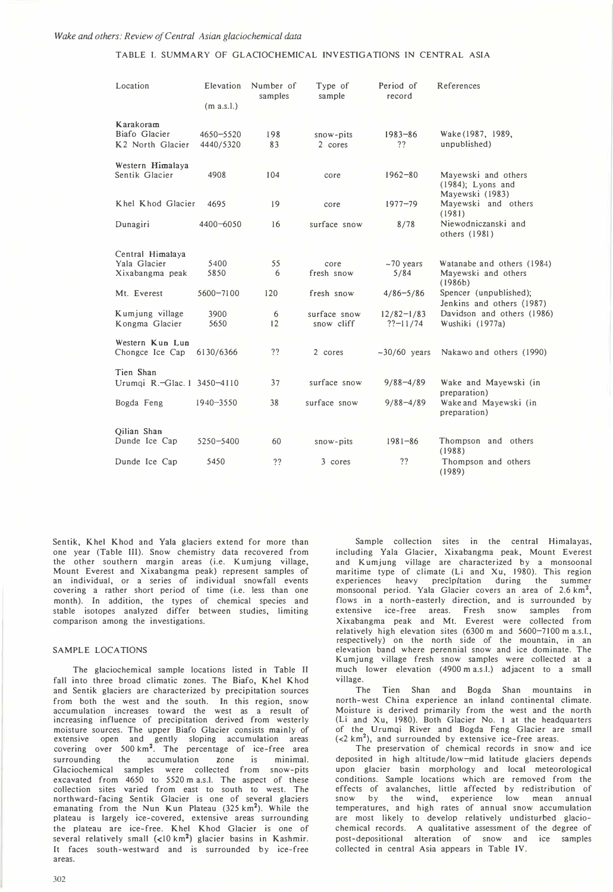TABLE I. SUMMARY OF GLACIOCHEMICAL INVESTIGATIONS IN CENTRAL ASIA

| Location | Elevation (m a.s.l.) | Number of samples | Type of sample | Period of record | References |
|---|---|---|---|---|---|
| **Karakoram** | | | | | |
| Biafo Glacier | 4650–5520 | 198 | snow-pits | 1983–86 | Wake (1987, 1989, unpublished) |
| K2 North Glacier | 4440/5320 | 83 | 2 cores | ?? | |
| **Western Himalaya** | | | | | |
| Sentik Glacier | 4908 | 104 | core | 1962–80 | Mayewski and others (1984); Lyons and Mayewski (1983) |
| Khel Khod Glacier | 4695 | 19 | core | 1977–79 | Mayewski and others (1981) |
| Dunagiri | 4400–6050 | 16 | surface snow | 8/78 | Niewodniczanski and others (1981) |
| **Central Himalaya** | | | | | |
| Yala Glacier | 5400 | 55 | core | ~70 years | Watanabe and others (1984) |
| Xixabangma peak | 5850 | 6 | fresh snow | 5/84 | Mayewski and others (1986b) |
| Mt. Everest | 5600–7100 | 120 | fresh snow | 4/86–5/86 | Spencer (unpublished); Jenkins and others (1987) |
| Kumjung village | 3900 | 6 | surface snow | 12/82–1/83 | Davidson and others (1986) |
| Kongma Glacier | 5650 | 12 | snow cliff | ??–11/74 | Wushiki (1977a) |
| **Western Kun Lun** | | | | | |
| Chongce Ice Cap | 6130/6366 | ?? | 2 cores | ~30/60 years | Nakawo and others (1990) |
| **Tien Shan** | | | | | |
| Urumqi R.–Glac. 1 | 3450–4110 | 37 | surface snow | 9/88–4/89 | Wake and Mayewski (in preparation) |
| Bogda Feng | 1940–3550 | 38 | surface snow | 9/88–4/89 | Wake and Mayewski (in preparation) |
| **Qilian Shan** | | | | | |
| Dunde Ice Cap | 5250–5400 | 60 | snow-pits | 1981–86 | Thompson and others (1988) |
| Dunde Ice Cap | 5450 | ?? | 3 cores | ?? | Thompson and others (1989) |

Sentik, Khel Khod and Yala glaciers extend for more than one year (Table III). Snow chemistry data recovered from the other southern margin areas (i.e. Kumjung village, Mount Everest and Xixabangma peak) represent samples of an individual, or a series of individual snowfall events covering a rather short period of time (i.e. less than one month). In addition, the types of chemical species and stable isotopes analyzed differ between studies, limiting comparison among the investigations.

## SAMPLE LOCATIONS

The glaciochemical sample locations listed in Table II fall into three broad climatic zones. The Biafo, Khel Khod and Sentik glaciers are characterized by precipitation sources from both the west and the south. In this region, snow accumulation increases toward the west as a result of increasing influence of precipitation derived from westerly moisture sources. The upper Biafo Glacier consists mainly of extensive open and gently sloping accumulation areas covering over 500 km$^2$. The percentage of ice-free area surrounding the accumulation zone is minimal. Glaciochemical samples were collected from snow-pits excavated from 4650 to 5520 m a.s.l. The aspect of these collection sites varied from east to south to west. The northward-facing Sentik Glacier is one of several glaciers emanating from the Nun Kun Plateau (325 km$^2$). While the plateau is largely ice-covered, extensive areas surrounding the plateau are ice-free. Khel Khod Glacier is one of several relatively small (<10 km$^2$) glacier basins in Kashmir. It faces south-westward and is surrounded by ice-free areas.

Sample collection sites in the central Himalayas, including Yala Glacier, Xixabangma peak, Mount Everest and Kumjung village are characterized by a monsoonal maritime type of climate (Li and Xu, 1980). This region experiences heavy precipitation during the summer monsoonal period. Yala Glacier covers an area of 2.6 km$^2$, flows in a north-easterly direction, and is surrounded by extensive ice-free areas. Fresh snow samples from Xixabangma peak and Mt. Everest were collected from relatively high elevation sites (6300 m and 5600–7100 m a.s.l., respectively) on the north side of the mountain, in an elevation band where perennial snow and ice dominate. The Kumjung village fresh snow samples were collected at a much lower elevation (4900 m a.s.l.) adjacent to a small village.

The Tien Shan and Bogda Shan mountains in north-west China experience an inland continental climate. Moisture is derived primarily from the west and the north (Li and Xu, 1980). Both Glacier No. 1 at the headquarters of the Urumqi River and Bogda Feng Glacier are small (<2 km$^2$), and surrounded by extensive ice-free areas.

The preservation of chemical records in snow and ice deposited in high altitude/low–mid latitude glaciers depends upon glacier basin morphology and local meteorological conditions. Sample locations which are removed from the effects of avalanches, little affected by redistribution of snow by the wind, experience low mean annual temperatures, and high rates of annual snow accumulation are most likely to develop relatively undisturbed glaciochemical records. A qualitative assessment of the degree of post-depositional alteration of snow and ice samples collected in central Asia appears in Table IV.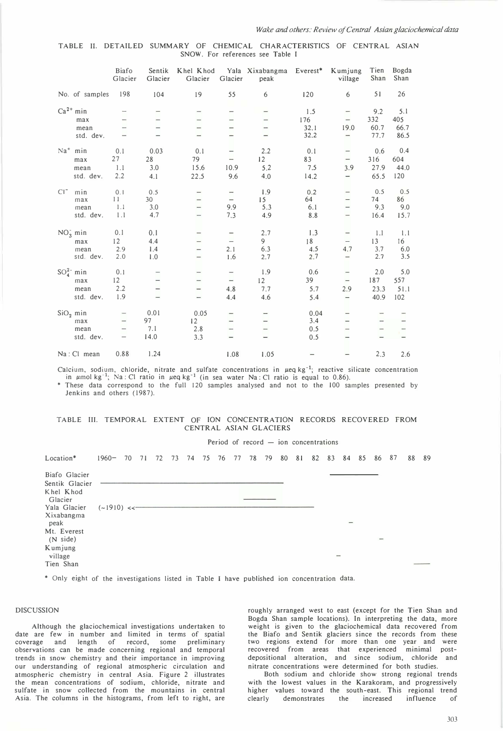TABLE II. DETAILED SUMMARY OF CHEMICAL CHARACTERISTICS OF CENTRAL ASIAN SNOW. For references see Table I

| | | Biafo Glacier | Sentik Glacier | Khel Khod Glacier | Yala Glacier | Xixabangma peak | Everest* | Kumjung village | Tien Shan | Bogda Shan |
|---|---|---|---|---|---|---|---|---|---|---|
| No. of samples | | 198 | 104 | 19 | 55 | 6 | 120 | 6 | 51 | 26 |
| $Ca^{2+}$ | min | – | – | – | – | – | 1.5 | – | 9.2 | 5.1 |
| | max | – | – | – | – | – | 176 | – | 332 | 405 |
| | mean | – | – | – | – | – | 32.1 | 19.0 | 60.7 | 66.7 |
| | std. dev. | – | – | – | – | – | 32.2 | – | 77.7 | 86.5 |
| $Na^{+}$ | min | 0.1 | 0.03 | 0.1 | – | 2.2 | 0.1 | – | 0.6 | 0.4 |
| | max | 27 | 28 | 79 | – | 12 | 83 | – | 316 | 604 |
| | mean | 1.1 | 3.0 | 15.6 | 10.9 | 5.2 | 7.5 | 3.9 | 27.9 | 44.0 |
| | std. dev. | 2.2 | 4.1 | 22.5 | 9.6 | 4.0 | 14.2 | – | 65.5 | 120 |
| $Cl^{-}$ | min | 0.1 | 0.5 | – | – | 1.9 | 0.2 | – | 0.5 | 0.5 |
| | max | 11 | 30 | – | – | 15 | 64 | – | 74 | 86 |
| | mean | 1.1 | 3.0 | – | 9.9 | 5.3 | 6.1 | – | 9.3 | 9.0 |
| | std. dev. | 1.1 | 4.7 | – | 7.3 | 4.9 | 8.8 | – | 16.4 | 15.7 |
| $NO_3^{-}$ | min | 0.1 | 0.1 | – | – | 2.7 | 1.3 | – | 1.1 | 1.1 |
| | max | 12 | 4.4 | – | – | 9 | 18 | – | 13 | 16 |
| | mean | 2.9 | 1.4 | – | 2.1 | 6.3 | 4.5 | 4.7 | 3.7 | 6.0 |
| | std. dev. | 2.0 | 1.0 | – | 1.6 | 2.7 | 2.7 | – | 2.7 | 3.5 |
| $SO_4^{2-}$ | min | 0.1 | – | – | – | 1.9 | 0.6 | – | 2.0 | 5.0 |
| | max | 12 | – | – | – | 12 | 39 | – | 187 | 557 |
| | mean | 2.2 | – | – | 4.8 | 7.7 | 5.7 | 2.9 | 23.3 | 51.1 |
| | std. dev. | 1.9 | – | – | 4.4 | 4.6 | 5.4 | – | 40.9 | 102 |
| $SiO_2$ | min | – | 0.01 | 0.05 | – | – | 0.04 | – | – | – |
| | max | – | 97 | 12 | – | – | 3.4 | – | – | – |
| | mean | – | 7.1 | 2.8 | – | – | 0.5 | – | – | – |
| | std. dev. | – | 14.0 | 3.3 | – | – | 0.5 | – | – | – |
| Na : Cl mean | | 0.88 | 1.24 | | 1.08 | 1.05 | – | – | 2.3 | 2.6 |

Calcium, sodium, chloride, nitrate and sulfate concentrations in $\mu$eq kg$^{-1}$; reactive silicate concentration in $\mu$mol kg$^{-1}$; Na : Cl ratio in $\mu$eq kg$^{-1}$ (in sea water Na : Cl ratio is equal to 0.86).

\* These data correspond to the full 120 samples analysed and not to the 100 samples presented by Jenkins and others (1987).

TABLE III. TEMPORAL EXTENT OF ION CONCENTRATION RECORDS RECOVERED FROM CENTRAL ASIAN GLACIERS

Period of record – ion concentrations

| Location* | Period of record (1960– 70 71 72 73 74 75 76 77 78 79 80 81 82 83 84 85 86 87 88 89) |
|---|---|
| Biafo Glacier | 1984–1986 |
| Sentik Glacier | 1960–1979 |
| Khel Khod Glacier | 1977–1979 |
| Yala Glacier | (~1910) << –1981 |
| Xixabangma peak | 1984 |
| Mt. Everest (N side) | 1986 |
| Kumjung village | 1984 |
| Tien Shan | 1988–1989 |

\* Only eight of the investigations listed in Table I have published ion concentration data.

## DISCUSSION

Although the glaciochemical investigations undertaken to date are few in number and limited in terms of spatial coverage and length of record, some preliminary observations can be made concerning regional and temporal trends in snow chemistry and their importance in improving our understanding of regional atmospheric circulation and atmospheric chemistry in central Asia. Figure 2 illustrates the mean concentrations of sodium, chloride, nitrate and sulfate in snow collected from the mountains in central Asia. The columns in the histograms, from left to right, are roughly arranged west to east (except for the Tien Shan and Bogda Shan sample locations). In interpreting the data, more weight is given to the glaciochemical data recovered from the Biafo and Sentik glaciers since the records from these two regions extend for more than one year and were recovered from areas that experienced minimal post-depositional alteration, and since sodium, chloride and nitrate concentrations were determined for both studies.

Both sodium and chloride show strong regional trends with the lowest values in the Karakoram, and progressively higher values toward the south-east. This regional trend clearly demonstrates the increased influence of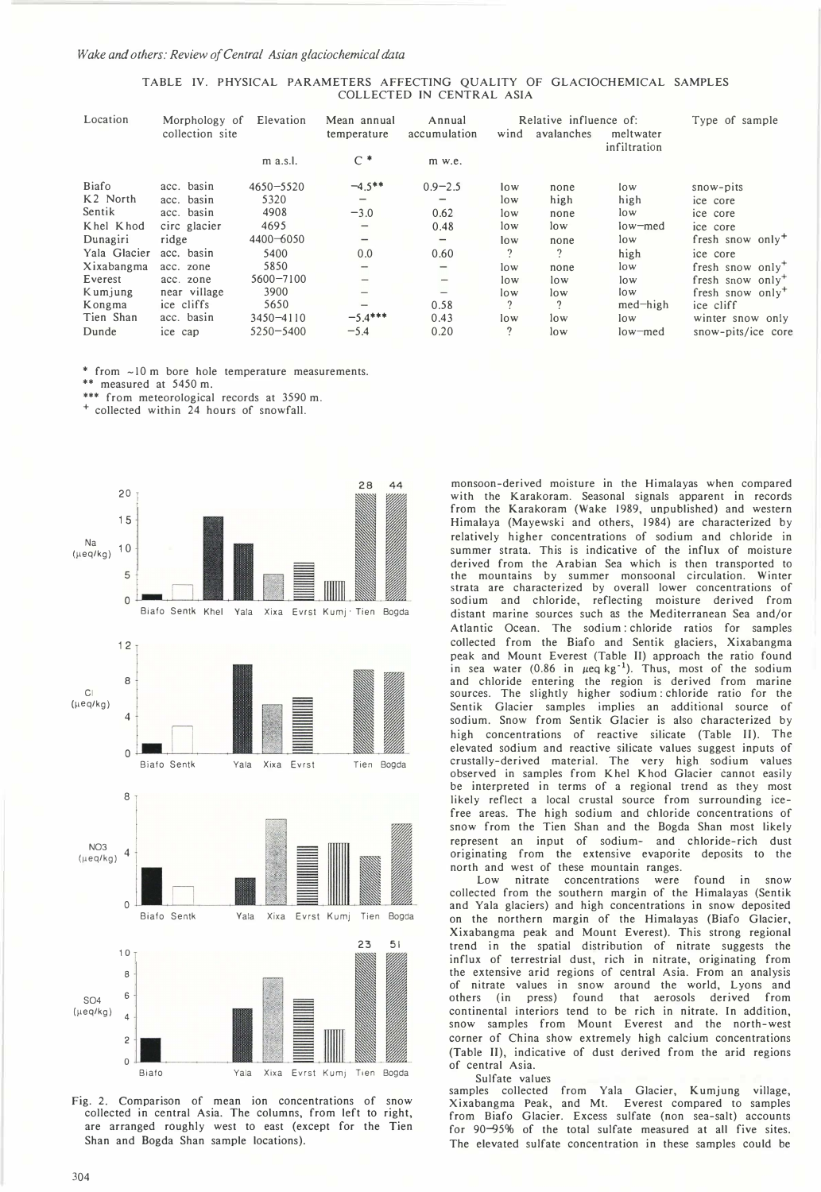TABLE IV. PHYSICAL PARAMETERS AFFECTING QUALITY OF GLACIOCHEMICAL SAMPLES COLLECTED IN CENTRAL ASIA

| Location | Morphology of collection site | Elevation | Mean annual temperature | Annual accumulation | Relative influence of: wind | avalanches | meltwater infiltration | Type of sample |
|---|---|---|---|---|---|---|---|---|
| | | m a.s.l. | C * | m w.e. | | | | |
| Biafo | acc. basin | 4650–5520 | −4.5** | 0.9–2.5 | low | none | low | snow-pits |
| K2 North | acc. basin | 5320 | – | – | low | high | high | ice core |
| Sentik | acc. basin | 4908 | −3.0 | 0.62 | low | none | low | ice core |
| Khel Khod | circ glacier | 4695 | – | 0.48 | low | low | low–med | ice core |
| Dunagiri | ridge | 4400–6050 | – | – | low | none | low | fresh snow only+ |
| Yala Glacier | acc. basin | 5400 | 0.0 | 0.60 | ? | ? | high | ice core |
| Xixabangma | acc. zone | 5850 | – | – | low | none | low | fresh snow only+ |
| Everest | acc. zone | 5600–7100 | – | – | low | low | low | fresh snow only+ |
| Kumjung | near village | 3900 | – | – | low | low | low | fresh snow only+ |
| Kongma | ice cliffs | 5650 | – | 0.58 | ? | ? | med–high | ice cliff |
| Tien Shan | acc. basin | 3450–4110 | −5.4*** | 0.43 | low | low | low | winter snow only |
| Dunde | ice cap | 5250–5400 | −5.4 | 0.20 | ? | low | low–med | snow-pits/ice core |

\* from ~10 m bore hole temperature measurements.
\*\* measured at 5450 m.
\*\*\* from meteorological records at 3590 m.
\+ collected within 24 hours of snowfall.

Na (μeq/kg)
0 5 10 15 20
28 44
Biafo Sentk Khel Yala Xixa Evrst Kumj Tien Bogda

Cl (μeq/kg)
0 4 8 12
Biafo Sentk Yala Xixa Evrst Tien Bogda

NO3 (μeq/kg)
0 4 8
Biafo Sentk Yala Xixa Evrst Kumj Tien Bogda

SO4 (μeq/kg)
0 2 4 6 8 10
23 51
Biafo Yala Xixa Evrst Kumj Tien Bogda

Fig. 2. Comparison of mean ion concentrations of snow collected in central Asia. The columns, from left to right, are arranged roughly west to east (except for the Tien Shan and Bogda Shan sample locations).

monsoon-derived moisture in the Himalayas when compared with the Karakoram. Seasonal signals apparent in records from the Karakoram (Wake 1989, unpublished) and western Himalaya (Mayewski and others, 1984) are characterized by relatively higher concentrations of sodium and chloride in summer strata. This is indicative of the influx of moisture derived from the Arabian Sea which is then transported to the mountains by summer monsoonal circulation. Winter strata are characterized by overall lower concentrations of sodium and chloride, reflecting moisture derived from distant marine sources such as the Mediterranean Sea and/or Atlantic Ocean. The sodium : chloride ratios for samples collected from the Biafo and Sentik glaciers, Xixabangma peak and Mount Everest (Table II) approach the ratio found in sea water (0.86 in $\mu eq\ kg^{-1}$). Thus, most of the sodium and chloride entering the region is derived from marine sources. The slightly higher sodium : chloride ratio for the Sentik Glacier samples implies an additional source of sodium. Snow from Sentik Glacier is also characterized by high concentrations of reactive silicate (Table II). The elevated sodium and reactive silicate values suggest inputs of crustally-derived material. The very high sodium values observed in samples from Khel Khod Glacier cannot easily be interpreted in terms of a regional trend as they most likely reflect a local crustal source from surrounding ice-free areas. The high sodium and chloride concentrations of snow from the Tien Shan and the Bogda Shan most likely represent an input of sodium- and chloride-rich dust originating from the extensive evaporite deposits to the north and west of these mountain ranges.

Low nitrate concentrations were found in snow collected from the southern margin of the Himalayas (Sentik and Yala glaciers) and high concentrations in snow deposited on the northern margin of the Himalayas (Biafo Glacier, Xixabangma peak and Mount Everest). This strong regional trend in the spatial distribution of nitrate suggests the influx of terrestrial dust, rich in nitrate, originating from the extensive arid regions of central Asia. From an analysis of nitrate values in snow around the world, Lyons and others (in press) found that aerosols derived from continental interiors tend to be rich in nitrate. In addition, snow samples from Mount Everest and the north-west corner of China show extremely high calcium concentrations (Table II), indicative of dust derived from the arid regions of central Asia.

Sulfate values samples collected from Yala Glacier, Kumjung village, Xixabangma Peak, and Mt. Everest compared to samples from Biafo Glacier. Excess sulfate (non sea-salt) accounts for 90–95% of the total sulfate measured at all five sites. The elevated sulfate concentration in these samples could be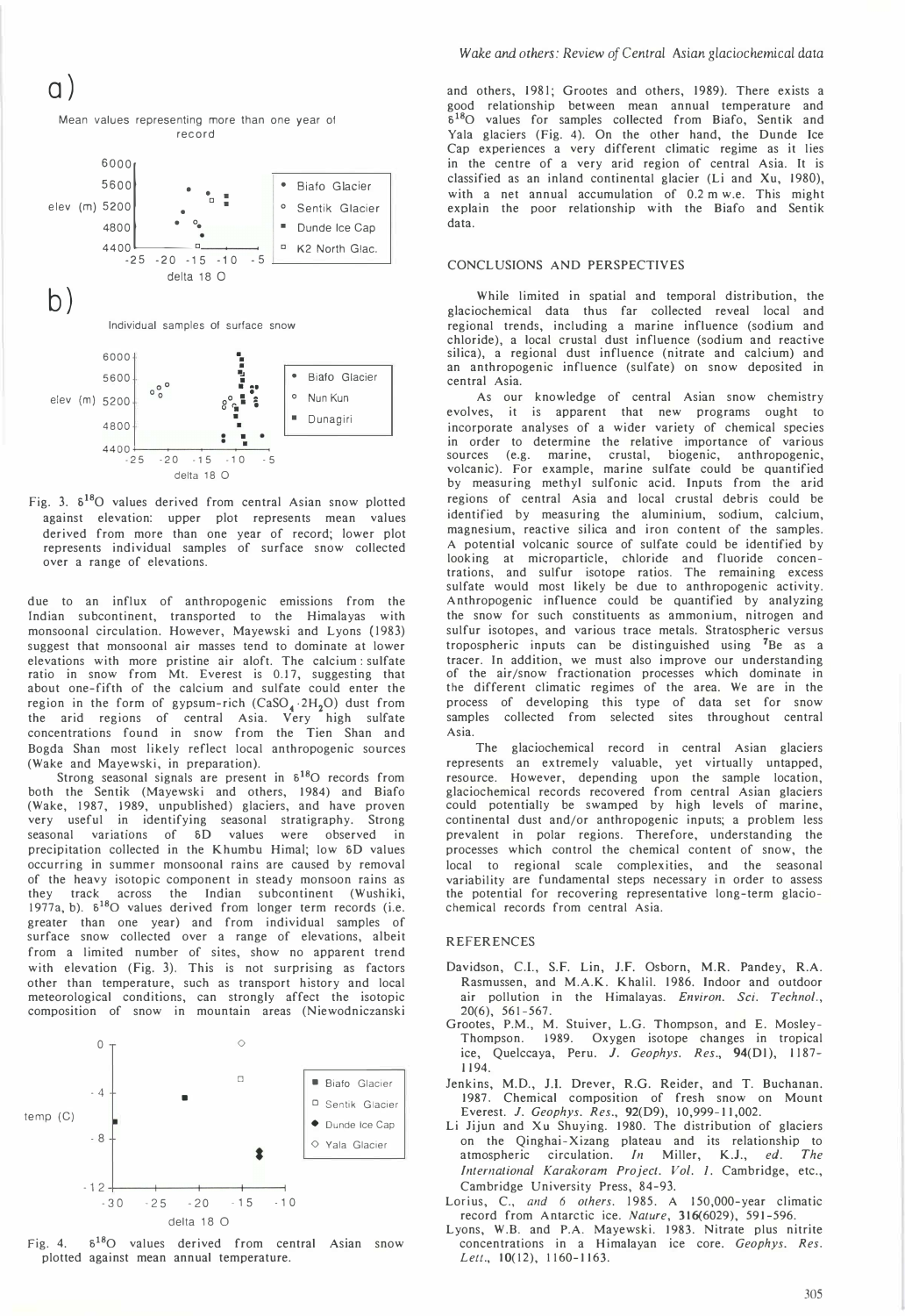a)

Mean values representing more than one year of record

6000
5600
elev (m) 5200
4800
4400
-25 -20 -15 -10 -5
delta 18 O

• Biafo Glacier
○ Sentik Glacier
■ Dunde Ice Cap
□ K2 North Glac.

b)

Individual samples of surface snow

6000
5600
elev (m) 5200
4800
4400
-25 -20 -15 -10 -5
delta 18 O

• Biafo Glacier
○ Nun Kun
■ Dunagiri

Fig. 3. $\delta^{18}O$ values derived from central Asian snow plotted against elevation: upper plot represents mean values derived from more than one year of record; lower plot represents individual samples of surface snow collected over a range of elevations.

due to an influx of anthropogenic emissions from the Indian subcontinent, transported to the Himalayas with monsoonal circulation. However, Mayewski and Lyons (1983) suggest that monsoonal air masses tend to dominate at lower elevations with more pristine air aloft. The calcium : sulfate ratio in snow from Mt. Everest is 0.17, suggesting that about one-fifth of the calcium and sulfate could enter the region in the form of gypsum-rich ($CaSO_4 \cdot 2H_2O$) dust from the arid regions of central Asia. Very high sulfate concentrations found in snow from the Tien Shan and Bogda Shan most likely reflect local anthropogenic sources (Wake and Mayewski, in preparation).

Strong seasonal signals are present in $\delta^{18}O$ records from both the Sentik (Mayewski and others, 1984) and Biafo (Wake, 1987, 1989, unpublished) glaciers, and have proven very useful in identifying seasonal stratigraphy. Strong seasonal variations of $\delta D$ values were observed in precipitation collected in the Khumbu Himal; low $\delta D$ values occurring in summer monsoonal rains are caused by removal of the heavy isotopic component in steady monsoon rains as they track across the Indian subcontinent (Wushiki, 1977a, b). $\delta^{18}O$ values derived from longer term records (i.e. greater than one year) and from individual samples of surface snow collected over a range of elevations, albeit from a limited number of sites, show no apparent trend with elevation (Fig. 3). This is not surprising as factors other than temperature, such as transport history and local meteorological conditions, can strongly affect the isotopic composition of snow in mountain areas (Niewodniczanski

0
-4
temp (C)
-8
-12
-30 -25 -20 -15 -10
delta 18 O

■ Biafo Glacier
□ Sentik Glacier
◆ Dunde Ice Cap
◇ Yala Glacier

Fig. 4. $\delta^{18}O$ values derived from central Asian snow plotted against mean annual temperature.

and others, 1981; Grootes and others, 1989). There exists a good relationship between mean annual temperature and $\delta^{18}O$ values for samples collected from Biafo, Sentik and Yala glaciers (Fig. 4). On the other hand, the Dunde Ice Cap experiences a very different climatic regime as it lies in the centre of a very arid region of central Asia. It is classified as an inland continental glacier (Li and Xu, 1980), with a net annual accumulation of 0.2 m w.e. This might explain the poor relationship with the Biafo and Sentik data.

## CONCLUSIONS AND PERSPECTIVES

While limited in spatial and temporal distribution, the glaciochemical data thus far collected reveal local and regional trends, including a marine influence (sodium and chloride), a local crustal dust influence (sodium and reactive silica), a regional dust influence (nitrate and calcium) and an anthropogenic influence (sulfate) on snow deposited in central Asia.

As our knowledge of central Asian snow chemistry evolves, it is apparent that new programs ought to incorporate analyses of a wider variety of chemical species in order to determine the relative importance of various sources (e.g. marine, crustal, biogenic, anthropogenic, volcanic). For example, marine sulfate could be quantified by measuring methyl sulfonic acid. Inputs from the arid regions of central Asia and local crustal debris could be identified by measuring the aluminium, sodium, calcium, magnesium, reactive silica and iron content of the samples. A potential volcanic source of sulfate could be identified by looking at microparticle, chloride and fluoride concentrations, and sulfur isotope ratios. The remaining excess sulfate would most likely be due to anthropogenic activity. Anthropogenic influence could be quantified by analyzing the snow for such constituents as ammonium, nitrogen and sulfur isotopes, and various trace metals. Stratospheric versus tropospheric inputs can be distinguished using $^{7}Be$ as a tracer. In addition, we must also improve our understanding of the air/snow fractionation processes which dominate in the different climatic regimes of the area. We are in the process of developing this type of data set for snow samples collected from selected sites throughout central Asia.

The glaciochemical record in central Asian glaciers represents an extremely valuable, yet virtually untapped, resource. However, depending upon the sample location, glaciochemical records recovered from central Asian glaciers could potentially be swamped by high levels of marine, continental dust and/or anthropogenic inputs; a problem less prevalent in polar regions. Therefore, understanding the processes which control the chemical content of snow, the local to regional scale complexities, and the seasonal variability are fundamental steps necessary in order to assess the potential for recovering representative long-term glaciochemical records from central Asia.

## REFERENCES

Davidson, C.I., S.F. Lin, J.F. Osborn, M.R. Pandey, R.A. Rasmussen, and M.A.K. Khalil. 1986. Indoor and outdoor air pollution in the Himalayas. *Environ. Sci. Technol.*, 20(6), 561-567.

Grootes, P.M., M. Stuiver, L.G. Thompson, and E. Mosley-Thompson. 1989. Oxygen isotope changes in tropical ice, Quelccaya, Peru. *J. Geophys. Res.*, **94**(D1), 1187-1194.

Jenkins, M.D., J.I. Drever, R.G. Reider, and T. Buchanan. 1987. Chemical composition of fresh snow on Mount Everest. *J. Geophys. Res.*, **92**(D9), 10,999-11,002.

Li Jijun and Xu Shuying. 1980. The distribution of glaciers on the Qinghai-Xizang plateau and its relationship to atmospheric circulation. *In* Miller, K.J., *ed. The International Karakoram Project. Vol. 1.* Cambridge, etc., Cambridge University Press, 84-93.

Lorius, C., *and 6 others.* 1985. A 150,000-year climatic record from Antarctic ice. *Nature*, **316**(6029), 591-596.

Lyons, W.B. and P.A. Mayewski. 1983. Nitrate plus nitrite concentrations in a Himalayan ice core. *Geophys. Res. Lett.*, **10**(12), 1160-1163.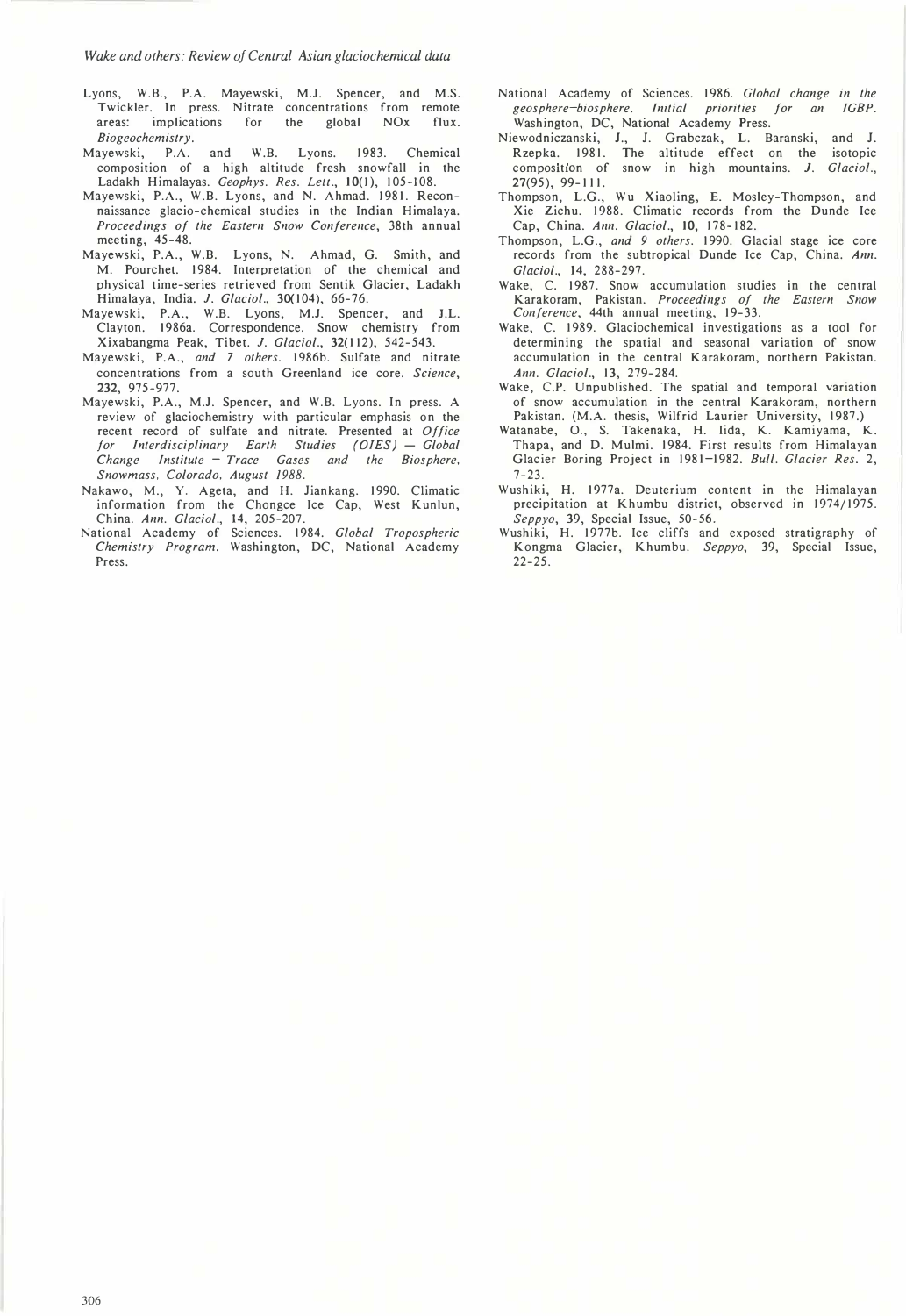Lyons, W.B., P.A. Mayewski, M.J. Spencer, and M.S. Twickler. In press. Nitrate concentrations from remote areas: implications for the global NOx flux. *Biogeochemistry*.

Mayewski, P.A. and W.B. Lyons. 1983. Chemical composition of a high altitude fresh snowfall in the Ladakh Himalayas. *Geophys. Res. Lett.*, **10**(1), 105-108.

Mayewski, P.A., W.B. Lyons, and N. Ahmad. 1981. Reconnaissance glacio-chemical studies in the Indian Himalaya. *Proceedings of the Eastern Snow Conference*, 38th annual meeting, 45-48.

Mayewski, P.A., W.B. Lyons, N. Ahmad, G. Smith, and M. Pourchet. 1984. Interpretation of the chemical and physical time-series retrieved from Sentik Glacier, Ladakh Himalaya, India. *J. Glaciol.*, **30**(104), 66-76.

Mayewski, P.A., W.B. Lyons, M.J. Spencer, and J.L. Clayton. 1986a. Correspondence. Snow chemistry from Xixabangma Peak, Tibet. *J. Glaciol.*, **32**(112), 542-543.

Mayewski, P.A., *and 7 others*. 1986b. Sulfate and nitrate concentrations from a south Greenland ice core. *Science*, **232**, 975-977.

Mayewski, P.A., M.J. Spencer, and W.B. Lyons. In press. A review of glaciochemistry with particular emphasis on the recent record of sulfate and nitrate. Presented at *Office for Interdisciplinary Earth Studies (OIES) — Global Change Institute — Trace Gases and the Biosphere, Snowmass, Colorado, August 1988*.

Nakawo, M., Y. Ageta, and H. Jiankang. 1990. Climatic information from the Chongce Ice Cap, West Kunlun, China. *Ann. Glaciol.*, 14, 205-207.

National Academy of Sciences. 1984. *Global Tropospheric Chemistry Program*. Washington, DC, National Academy Press.

National Academy of Sciences. 1986. *Global change in the geosphere–biosphere. Initial priorities for an IGBP*. Washington, DC, National Academy Press.

Niewodniczanski, J., J. Grabczak, L. Baranski, and J. Rzepka. 1981. The altitude effect on the isotopic composition of snow in high mountains. *J. Glaciol.*, **27**(95), 99-111.

Thompson, L.G., Wu Xiaoling, E. Mosley-Thompson, and Xie Zichu. 1988. Climatic records from the Dunde Ice Cap, China. *Ann. Glaciol.*, **10**, 178-182.

Thompson, L.G., *and 9 others*. 1990. Glacial stage ice core records from the subtropical Dunde Ice Cap, China. *Ann. Glaciol.*, **14**, 288-297.

Wake, C. 1987. Snow accumulation studies in the central Karakoram, Pakistan. *Proceedings of the Eastern Snow Conference*, 44th annual meeting, 19-33.

Wake, C. 1989. Glaciochemical investigations as a tool for determining the spatial and seasonal variation of snow accumulation in the central Karakoram, northern Pakistan. *Ann. Glaciol.*, **13**, 279-284.

Wake, C.P. Unpublished. The spatial and temporal variation of snow accumulation in the central Karakoram, northern Pakistan. (M.A. thesis, Wilfrid Laurier University, 1987.)

Watanabe, O., S. Takenaka, H. Iida, K. Kamiyama, K. Thapa, and D. Mulmi. 1984. First results from Himalayan Glacier Boring Project in 1981–1982. *Bull. Glacier Res.* 2, 7-23.

Wushiki, H. 1977a. Deuterium content in the Himalayan precipitation at Khumbu district, observed in 1974/1975. *Seppyo*, 39, Special Issue, 50-56.

Wushiki, H. 1977b. Ice cliffs and exposed stratigraphy of Kongma Glacier, Khumbu. *Seppyo*, 39, Special Issue, 22-25.